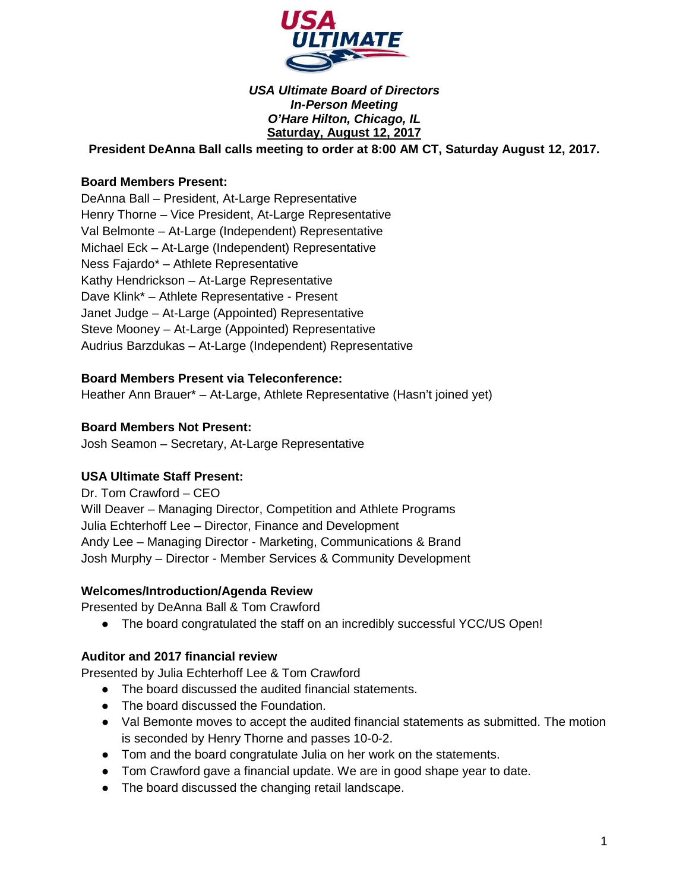***USA Ultimate Board of Directors***
***In-Person Meeting***
***O'Hare Hilton, Chicago, IL***
**Saturday, August 12, 2017**

**President DeAnna Ball calls meeting to order at 8:00 AM CT, Saturday August 12, 2017.**

**Board Members Present:**
DeAnna Ball – President, At-Large Representative
Henry Thorne – Vice President, At-Large Representative
Val Belmonte – At-Large (Independent) Representative
Michael Eck – At-Large (Independent) Representative
Ness Fajardo* – Athlete Representative
Kathy Hendrickson – At-Large Representative
Dave Klink* – Athlete Representative - Present
Janet Judge – At-Large (Appointed) Representative
Steve Mooney – At-Large (Appointed) Representative
Audrius Barzdukas – At-Large (Independent) Representative

**Board Members Present via Teleconference:**
Heather Ann Brauer* – At-Large, Athlete Representative (Hasn't joined yet)

**Board Members Not Present:**
Josh Seamon – Secretary, At-Large Representative

**USA Ultimate Staff Present:**
Dr. Tom Crawford – CEO
Will Deaver – Managing Director, Competition and Athlete Programs
Julia Echterhoff Lee – Director, Finance and Development
Andy Lee – Managing Director - Marketing, Communications & Brand
Josh Murphy – Director - Member Services & Community Development

**Welcomes/Introduction/Agenda Review**
Presented by DeAnna Ball & Tom Crawford

- The board congratulated the staff on an incredibly successful YCC/US Open!

**Auditor and 2017 financial review**
Presented by Julia Echterhoff Lee & Tom Crawford

- The board discussed the audited financial statements.
- The board discussed the Foundation.
- Val Bemonte moves to accept the audited financial statements as submitted. The motion is seconded by Henry Thorne and passes 10-0-2.
- Tom and the board congratulate Julia on her work on the statements.
- Tom Crawford gave a financial update. We are in good shape year to date.
- The board discussed the changing retail landscape.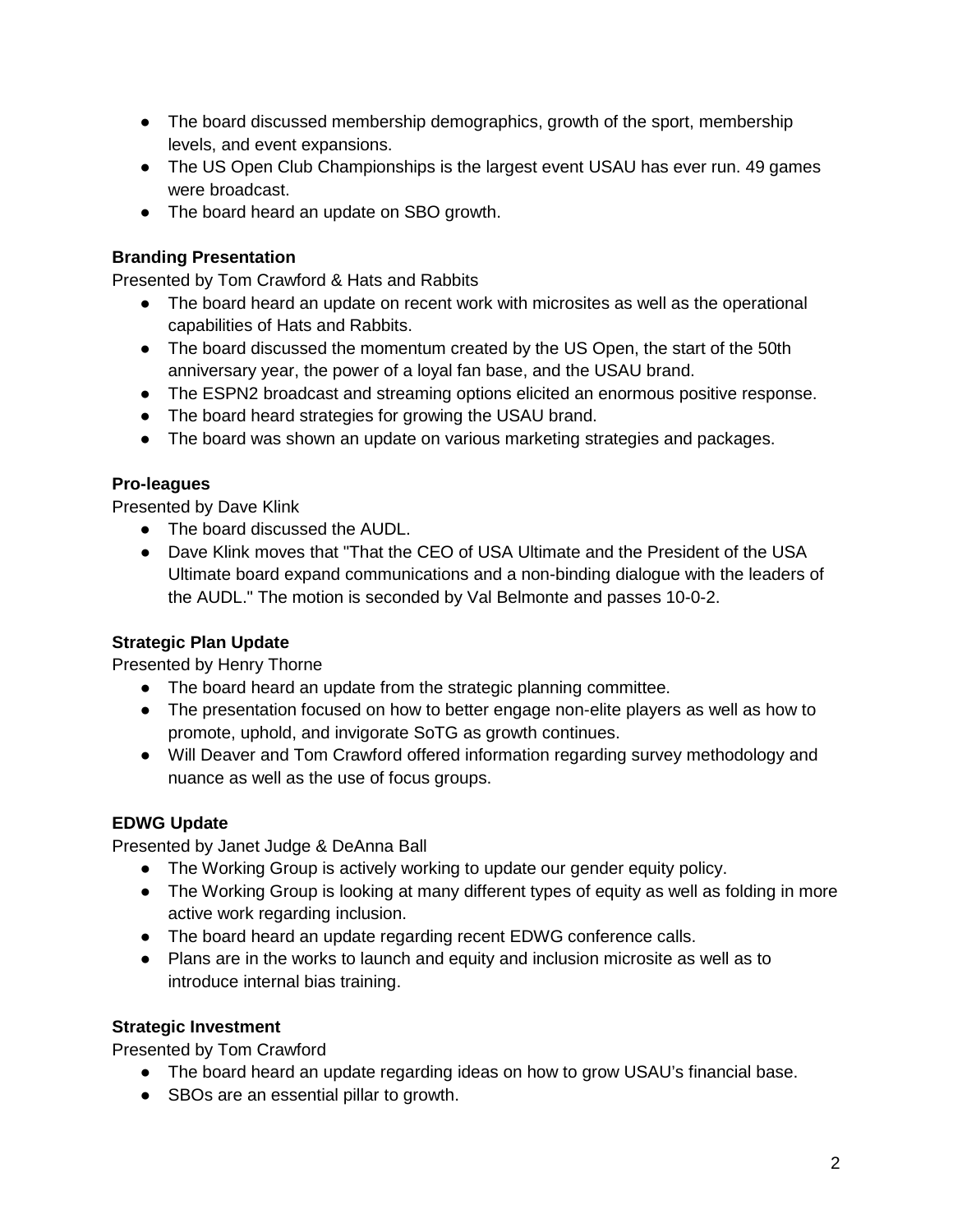- The board discussed membership demographics, growth of the sport, membership levels, and event expansions.
- The US Open Club Championships is the largest event USAU has ever run. 49 games were broadcast.
- The board heard an update on SBO growth.

**Branding Presentation**

Presented by Tom Crawford & Hats and Rabbits

- The board heard an update on recent work with microsites as well as the operational capabilities of Hats and Rabbits.
- The board discussed the momentum created by the US Open, the start of the 50th anniversary year, the power of a loyal fan base, and the USAU brand.
- The ESPN2 broadcast and streaming options elicited an enormous positive response.
- The board heard strategies for growing the USAU brand.
- The board was shown an update on various marketing strategies and packages.

**Pro-leagues**

Presented by Dave Klink

- The board discussed the AUDL.
- Dave Klink moves that "That the CEO of USA Ultimate and the President of the USA Ultimate board expand communications and a non-binding dialogue with the leaders of the AUDL." The motion is seconded by Val Belmonte and passes 10-0-2.

**Strategic Plan Update**

Presented by Henry Thorne

- The board heard an update from the strategic planning committee.
- The presentation focused on how to better engage non-elite players as well as how to promote, uphold, and invigorate SoTG as growth continues.
- Will Deaver and Tom Crawford offered information regarding survey methodology and nuance as well as the use of focus groups.

**EDWG Update**

Presented by Janet Judge & DeAnna Ball

- The Working Group is actively working to update our gender equity policy.
- The Working Group is looking at many different types of equity as well as folding in more active work regarding inclusion.
- The board heard an update regarding recent EDWG conference calls.
- Plans are in the works to launch and equity and inclusion microsite as well as to introduce internal bias training.

**Strategic Investment**

Presented by Tom Crawford

- The board heard an update regarding ideas on how to grow USAU's financial base.
- SBOs are an essential pillar to growth.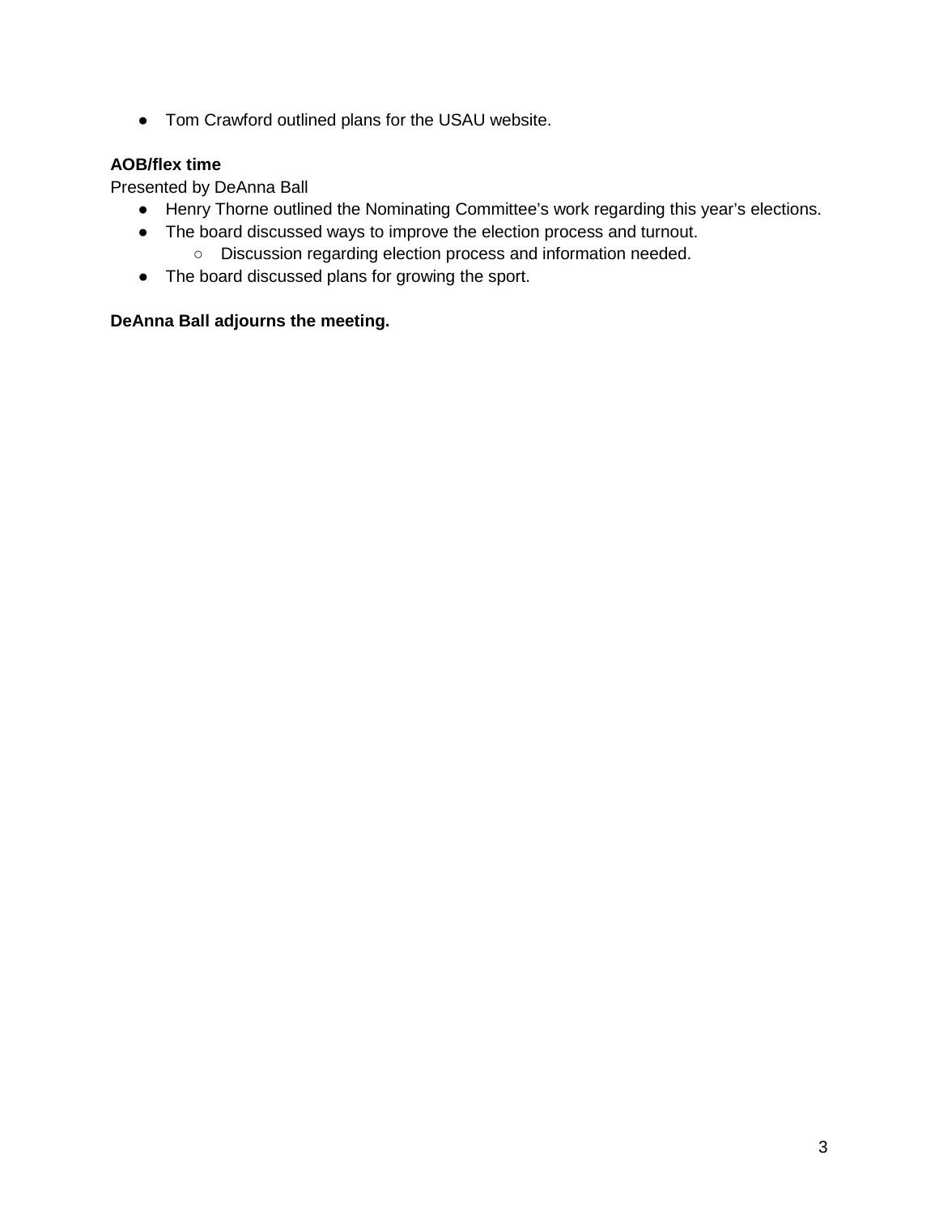- Tom Crawford outlined plans for the USAU website.

**AOB/flex time**

Presented by DeAnna Ball

- Henry Thorne outlined the Nominating Committee's work regarding this year's elections.
- The board discussed ways to improve the election process and turnout.
  - Discussion regarding election process and information needed.
- The board discussed plans for growing the sport.

**DeAnna Ball adjourns the meeting.**